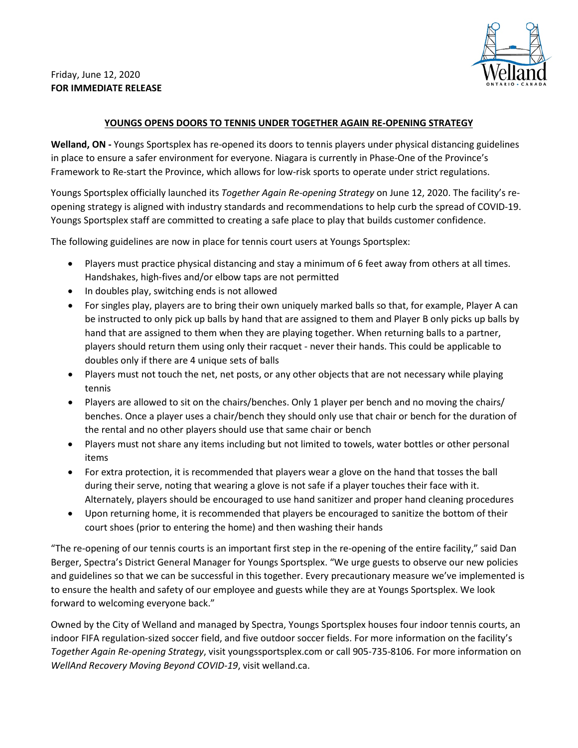Friday, June 12, 2020
**FOR IMMEDIATE RELEASE**

## YOUNGS OPENS DOORS TO TENNIS UNDER TOGETHER AGAIN RE-OPENING STRATEGY

**Welland, ON -** Youngs Sportsplex has re-opened its doors to tennis players under physical distancing guidelines in place to ensure a safer environment for everyone. Niagara is currently in Phase-One of the Province's Framework to Re-start the Province, which allows for low-risk sports to operate under strict regulations.

Youngs Sportsplex officially launched its *Together Again Re-opening Strategy* on June 12, 2020. The facility's re-opening strategy is aligned with industry standards and recommendations to help curb the spread of COVID-19. Youngs Sportsplex staff are committed to creating a safe place to play that builds customer confidence.

The following guidelines are now in place for tennis court users at Youngs Sportsplex:

- Players must practice physical distancing and stay a minimum of 6 feet away from others at all times. Handshakes, high-fives and/or elbow taps are not permitted
- In doubles play, switching ends is not allowed
- For singles play, players are to bring their own uniquely marked balls so that, for example, Player A can be instructed to only pick up balls by hand that are assigned to them and Player B only picks up balls by hand that are assigned to them when they are playing together. When returning balls to a partner, players should return them using only their racquet - never their hands. This could be applicable to doubles only if there are 4 unique sets of balls
- Players must not touch the net, net posts, or any other objects that are not necessary while playing tennis
- Players are allowed to sit on the chairs/benches. Only 1 player per bench and no moving the chairs/ benches. Once a player uses a chair/bench they should only use that chair or bench for the duration of the rental and no other players should use that same chair or bench
- Players must not share any items including but not limited to towels, water bottles or other personal items
- For extra protection, it is recommended that players wear a glove on the hand that tosses the ball during their serve, noting that wearing a glove is not safe if a player touches their face with it. Alternately, players should be encouraged to use hand sanitizer and proper hand cleaning procedures
- Upon returning home, it is recommended that players be encouraged to sanitize the bottom of their court shoes (prior to entering the home) and then washing their hands

"The re-opening of our tennis courts is an important first step in the re-opening of the entire facility," said Dan Berger, Spectra's District General Manager for Youngs Sportsplex. "We urge guests to observe our new policies and guidelines so that we can be successful in this together. Every precautionary measure we've implemented is to ensure the health and safety of our employee and guests while they are at Youngs Sportsplex. We look forward to welcoming everyone back."

Owned by the City of Welland and managed by Spectra, Youngs Sportsplex houses four indoor tennis courts, an indoor FIFA regulation-sized soccer field, and five outdoor soccer fields. For more information on the facility's *Together Again Re-opening Strategy*, visit youngssportsplex.com or call 905-735-8106. For more information on *WellAnd Recovery Moving Beyond COVID-19*, visit welland.ca.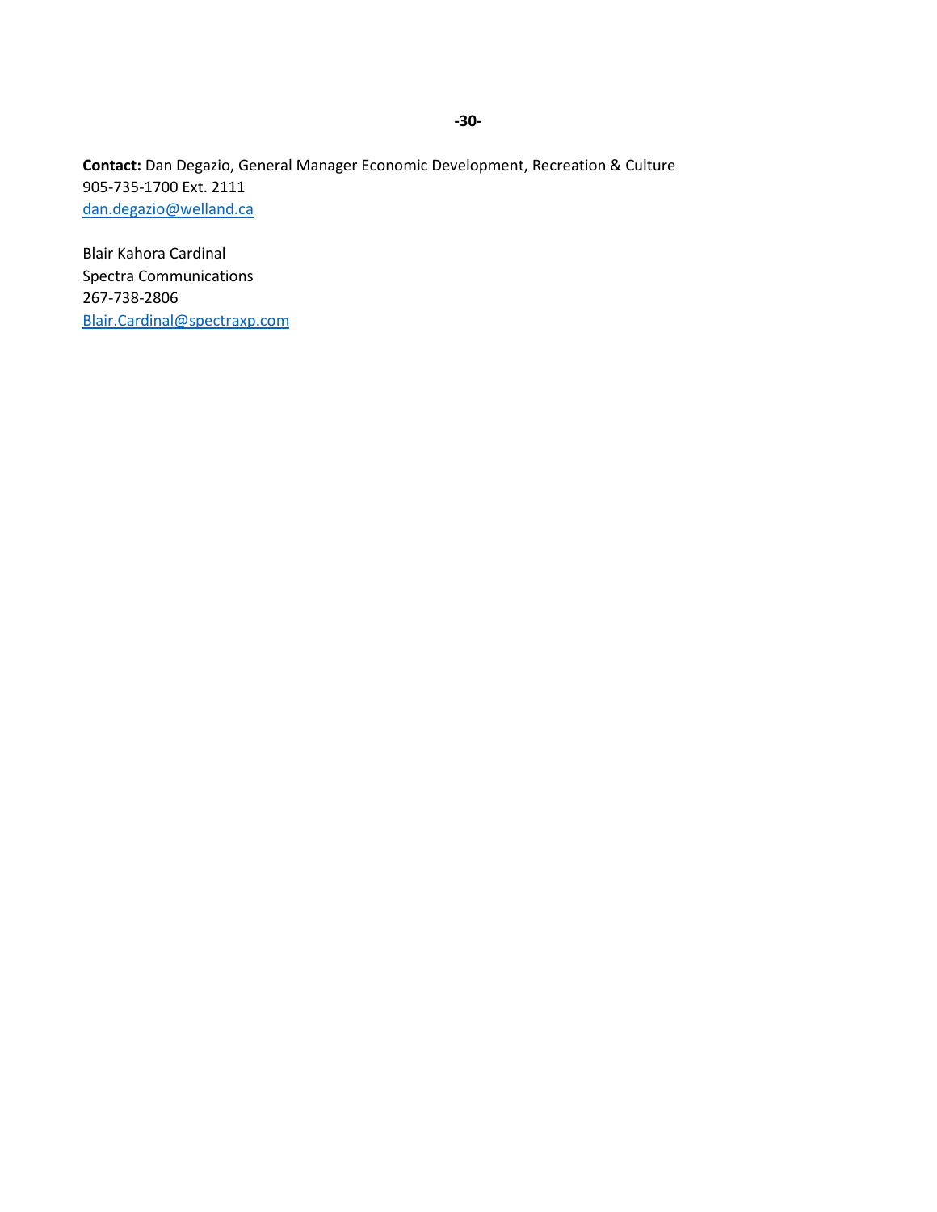**-30-**

**Contact:** Dan Degazio, General Manager Economic Development, Recreation & Culture
905-735-1700 Ext. 2111
dan.degazio@welland.ca

Blair Kahora Cardinal
Spectra Communications
267-738-2806
Blair.Cardinal@spectraxp.com